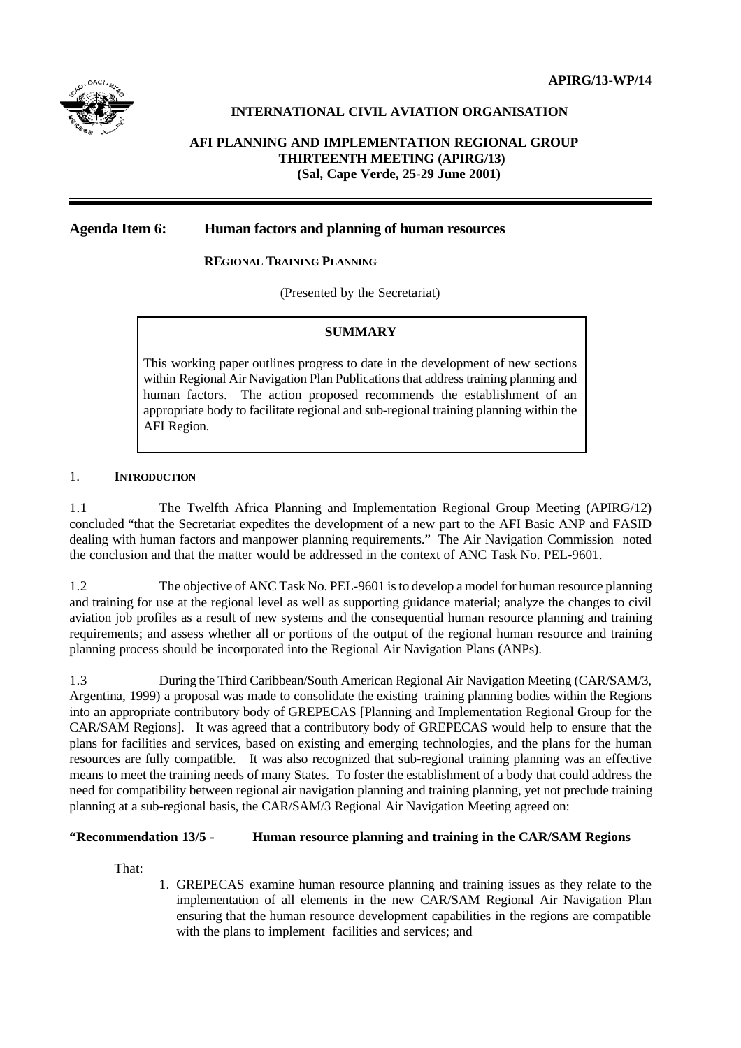APIRG/13-WP/14

**INTERNATIONAL CIVIL AVIATION ORGANISATION**

**AFI PLANNING AND IMPLEMENTATION REGIONAL GROUP**
**THIRTEENTH MEETING (APIRG/13)**
**(Sal, Cape Verde, 25-29 June 2001)**

---

## Agenda Item 6: Human factors and planning of human resources

**REGIONAL TRAINING PLANNING**

(Presented by the Secretariat)

> **SUMMARY**
>
> This working paper outlines progress to date in the development of new sections within Regional Air Navigation Plan Publications that address training planning and human factors. The action proposed recommends the establishment of an appropriate body to facilitate regional and sub-regional training planning within the AFI Region.

### 1. INTRODUCTION

1.1 The Twelfth Africa Planning and Implementation Regional Group Meeting (APIRG/12) concluded "that the Secretariat expedites the development of a new part to the AFI Basic ANP and FASID dealing with human factors and manpower planning requirements." The Air Navigation Commission noted the conclusion and that the matter would be addressed in the context of ANC Task No. PEL-9601.

1.2 The objective of ANC Task No. PEL-9601 is to develop a model for human resource planning and training for use at the regional level as well as supporting guidance material; analyze the changes to civil aviation job profiles as a result of new systems and the consequential human resource planning and training requirements; and assess whether all or portions of the output of the regional human resource and training planning process should be incorporated into the Regional Air Navigation Plans (ANPs).

1.3 During the Third Caribbean/South American Regional Air Navigation Meeting (CAR/SAM/3, Argentina, 1999) a proposal was made to consolidate the existing training planning bodies within the Regions into an appropriate contributory body of GREPECAS [Planning and Implementation Regional Group for the CAR/SAM Regions]. It was agreed that a contributory body of GREPECAS would help to ensure that the plans for facilities and services, based on existing and emerging technologies, and the plans for the human resources are fully compatible. It was also recognized that sub-regional training planning was an effective means to meet the training needs of many States. To foster the establishment of a body that could address the need for compatibility between regional air navigation planning and training planning, yet not preclude training planning at a sub-regional basis, the CAR/SAM/3 Regional Air Navigation Meeting agreed on:

**"Recommendation 13/5 - Human resource planning and training in the CAR/SAM Regions**

That:

1. GREPECAS examine human resource planning and training issues as they relate to the implementation of all elements in the new CAR/SAM Regional Air Navigation Plan ensuring that the human resource development capabilities in the regions are compatible with the plans to implement facilities and services; and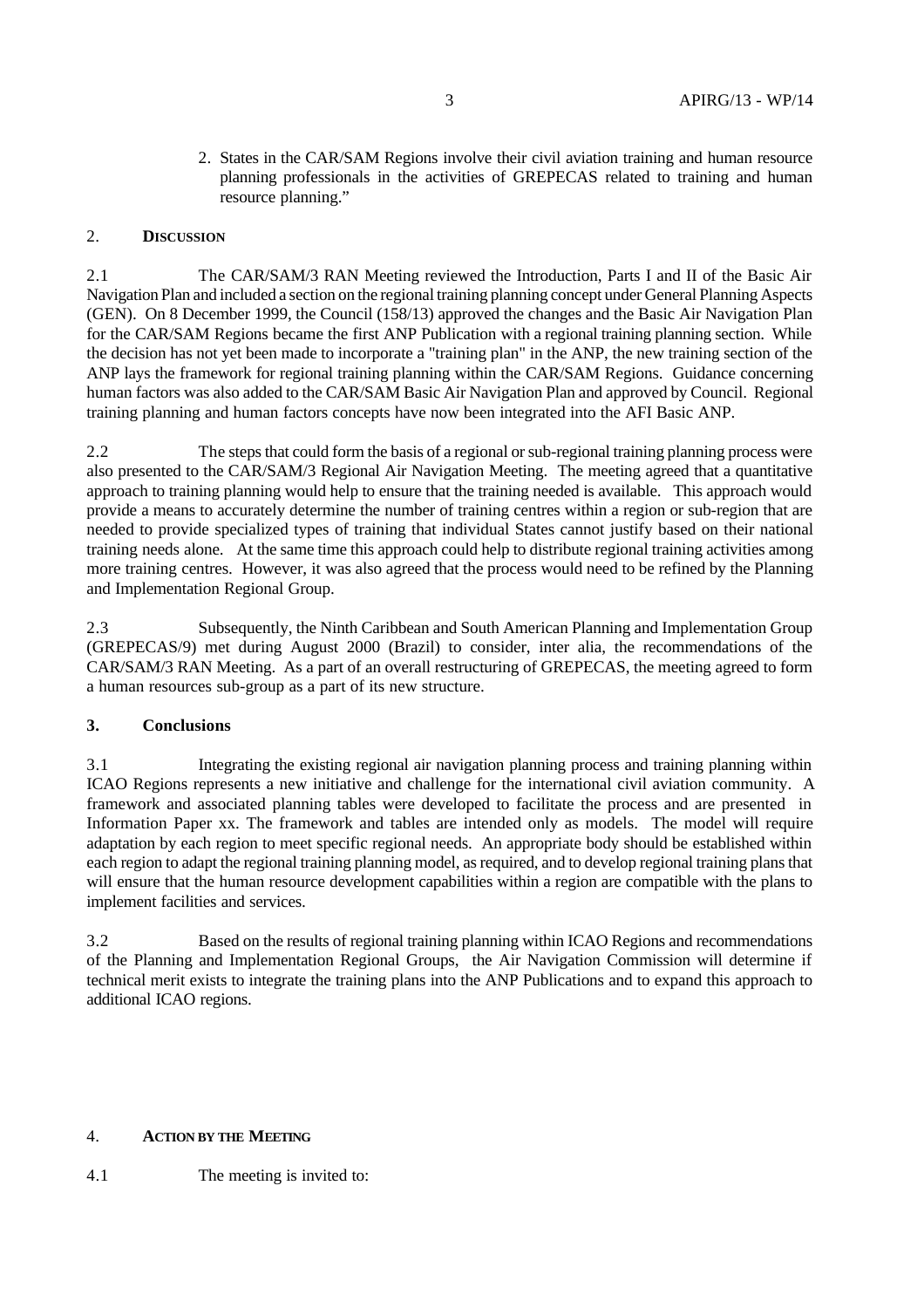2. States in the CAR/SAM Regions involve their civil aviation training and human resource planning professionals in the activities of GREPECAS related to training and human resource planning."

## 2. **DISCUSSION**

2.1 The CAR/SAM/3 RAN Meeting reviewed the Introduction, Parts I and II of the Basic Air Navigation Plan and included a section on the regional training planning concept under General Planning Aspects (GEN). On 8 December 1999, the Council (158/13) approved the changes and the Basic Air Navigation Plan for the CAR/SAM Regions became the first ANP Publication with a regional training planning section. While the decision has not yet been made to incorporate a "training plan" in the ANP, the new training section of the ANP lays the framework for regional training planning within the CAR/SAM Regions. Guidance concerning human factors was also added to the CAR/SAM Basic Air Navigation Plan and approved by Council. Regional training planning and human factors concepts have now been integrated into the AFI Basic ANP.

2.2 The steps that could form the basis of a regional or sub-regional training planning process were also presented to the CAR/SAM/3 Regional Air Navigation Meeting. The meeting agreed that a quantitative approach to training planning would help to ensure that the training needed is available. This approach would provide a means to accurately determine the number of training centres within a region or sub-region that are needed to provide specialized types of training that individual States cannot justify based on their national training needs alone. At the same time this approach could help to distribute regional training activities among more training centres. However, it was also agreed that the process would need to be refined by the Planning and Implementation Regional Group.

2.3 Subsequently, the Ninth Caribbean and South American Planning and Implementation Group (GREPECAS/9) met during August 2000 (Brazil) to consider, inter alia, the recommendations of the CAR/SAM/3 RAN Meeting. As a part of an overall restructuring of GREPECAS, the meeting agreed to form a human resources sub-group as a part of its new structure.

## 3. **Conclusions**

3.1 Integrating the existing regional air navigation planning process and training planning within ICAO Regions represents a new initiative and challenge for the international civil aviation community. A framework and associated planning tables were developed to facilitate the process and are presented in Information Paper xx. The framework and tables are intended only as models. The model will require adaptation by each region to meet specific regional needs. An appropriate body should be established within each region to adapt the regional training planning model, as required, and to develop regional training plans that will ensure that the human resource development capabilities within a region are compatible with the plans to implement facilities and services.

3.2 Based on the results of regional training planning within ICAO Regions and recommendations of the Planning and Implementation Regional Groups, the Air Navigation Commission will determine if technical merit exists to integrate the training plans into the ANP Publications and to expand this approach to additional ICAO regions.

## 4. **ACTION BY THE MEETING**

4.1 The meeting is invited to: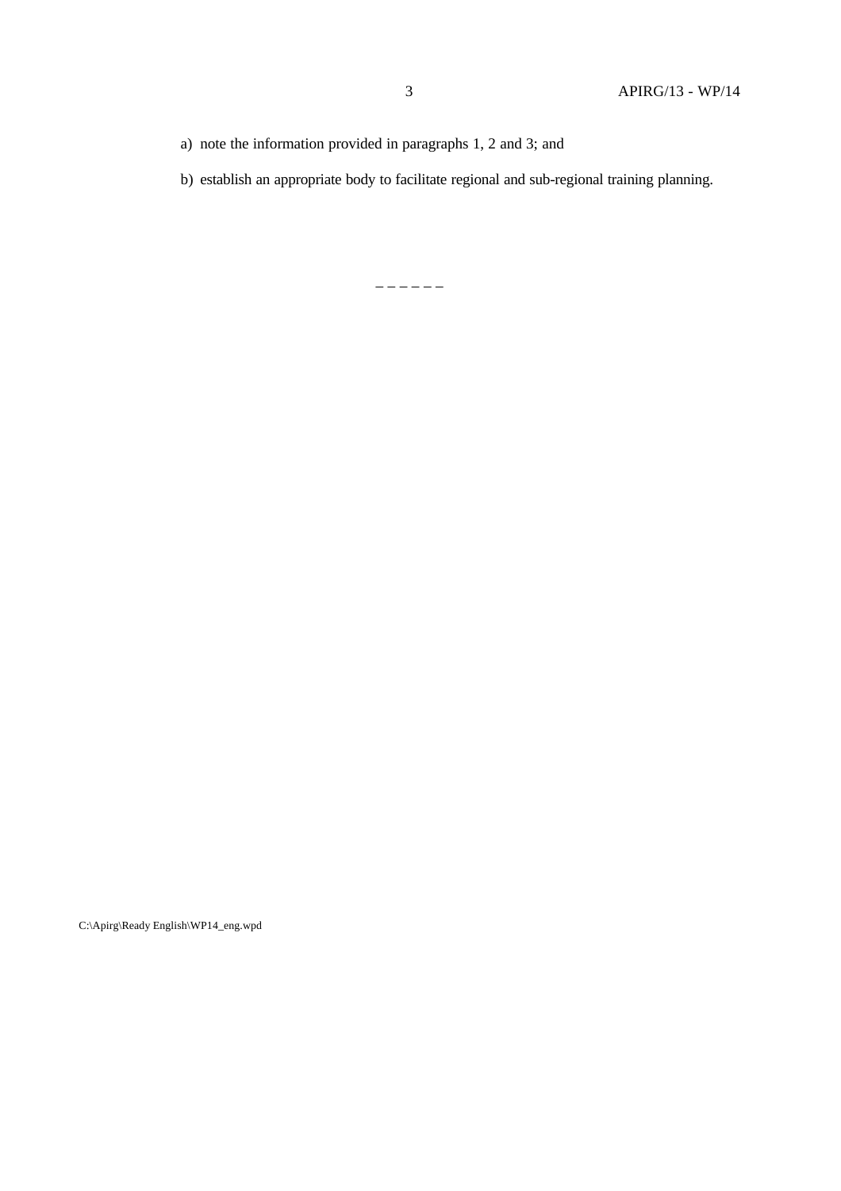a) note the information provided in paragraphs 1, 2 and 3; and

b) establish an appropriate body to facilitate regional and sub-regional training planning.

– – – – – –

C:\Apirg\Ready English\WP14_eng.wpd